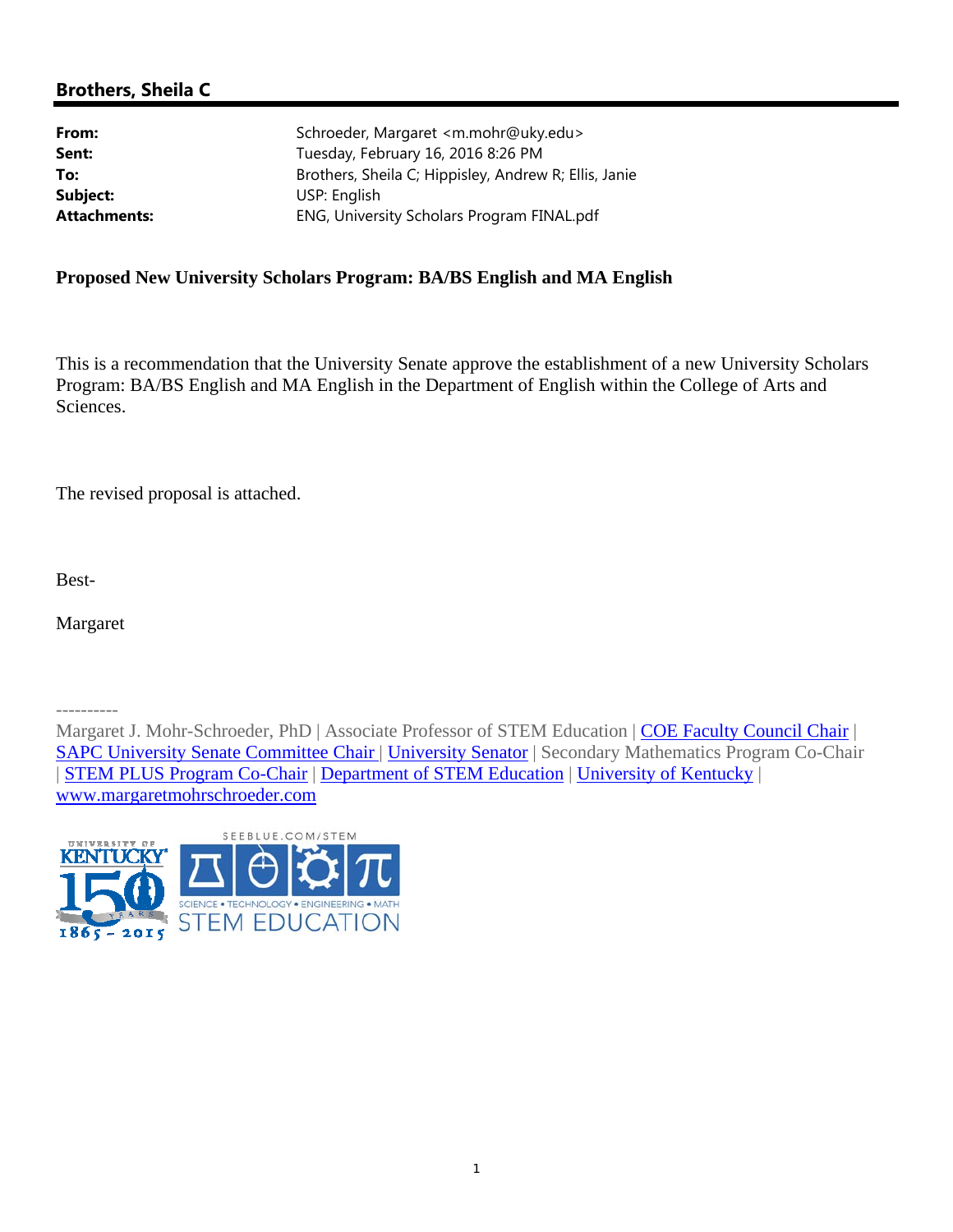## Brothers, Sheila C

| | |
|---|---|
| **From:** | Schroeder, Margaret <m.mohr@uky.edu> |
| **Sent:** | Tuesday, February 16, 2016 8:26 PM |
| **To:** | Brothers, Sheila C; Hippisley, Andrew R; Ellis, Janie |
| **Subject:** | USP: English |
| **Attachments:** | ENG, University Scholars Program FINAL.pdf |

**Proposed New University Scholars Program: BA/BS English and MA English**

This is a recommendation that the University Senate approve the establishment of a new University Scholars Program: BA/BS English and MA English in the Department of English within the College of Arts and Sciences.

The revised proposal is attached.

Best-

Margaret

----------

Margaret J. Mohr-Schroeder, PhD | Associate Professor of STEM Education | COE Faculty Council Chair | SAPC University Senate Committee Chair | University Senator | Secondary Mathematics Program Co-Chair | STEM PLUS Program Co-Chair | Department of STEM Education | University of Kentucky | www.margaretmohrschroeder.com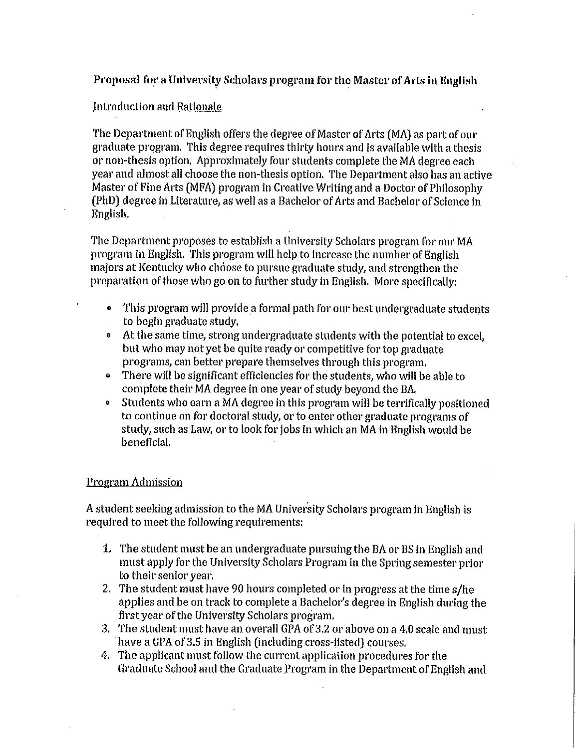## Proposal for a University Scholars program for the Master of Arts in English

### Introduction and Rationale

The Department of English offers the degree of Master of Arts (MA) as part of our graduate program. This degree requires thirty hours and is available with a thesis or non-thesis option. Approximately four students complete the MA degree each year and almost all choose the non-thesis option. The Department also has an active Master of Fine Arts (MFA) program in Creative Writing and a Doctor of Philosophy (PhD) degree in Literature, as well as a Bachelor of Arts and Bachelor of Science in English.

The Department proposes to establish a University Scholars program for our MA program in English. This program will help to increase the number of English majors at Kentucky who choose to pursue graduate study, and strengthen the preparation of those who go on to further study in English. More specifically:

- This program will provide a formal path for our best undergraduate students to begin graduate study.
- At the same time, strong undergraduate students with the potential to excel, but who may not yet be quite ready or competitive for top graduate programs, can better prepare themselves through this program.
- There will be significant efficiencies for the students, who will be able to complete their MA degree in one year of study beyond the BA.
- Students who earn a MA degree in this program will be terrifically positioned to continue on for doctoral study, or to enter other graduate programs of study, such as Law, or to look for jobs in which an MA in English would be beneficial.

### Program Admission

A student seeking admission to the MA University Scholars program in English is required to meet the following requirements:

1. The student must be an undergraduate pursuing the BA or BS in English and must apply for the University Scholars Program in the Spring semester prior to their senior year.
2. The student must have 90 hours completed or in progress at the time s/he applies and be on track to complete a Bachelor's degree in English during the first year of the University Scholars program.
3. The student must have an overall GPA of 3.2 or above on a 4.0 scale and must have a GPA of 3.5 in English (including cross-listed) courses.
4. The applicant must follow the current application procedures for the Graduate School and the Graduate Program in the Department of English and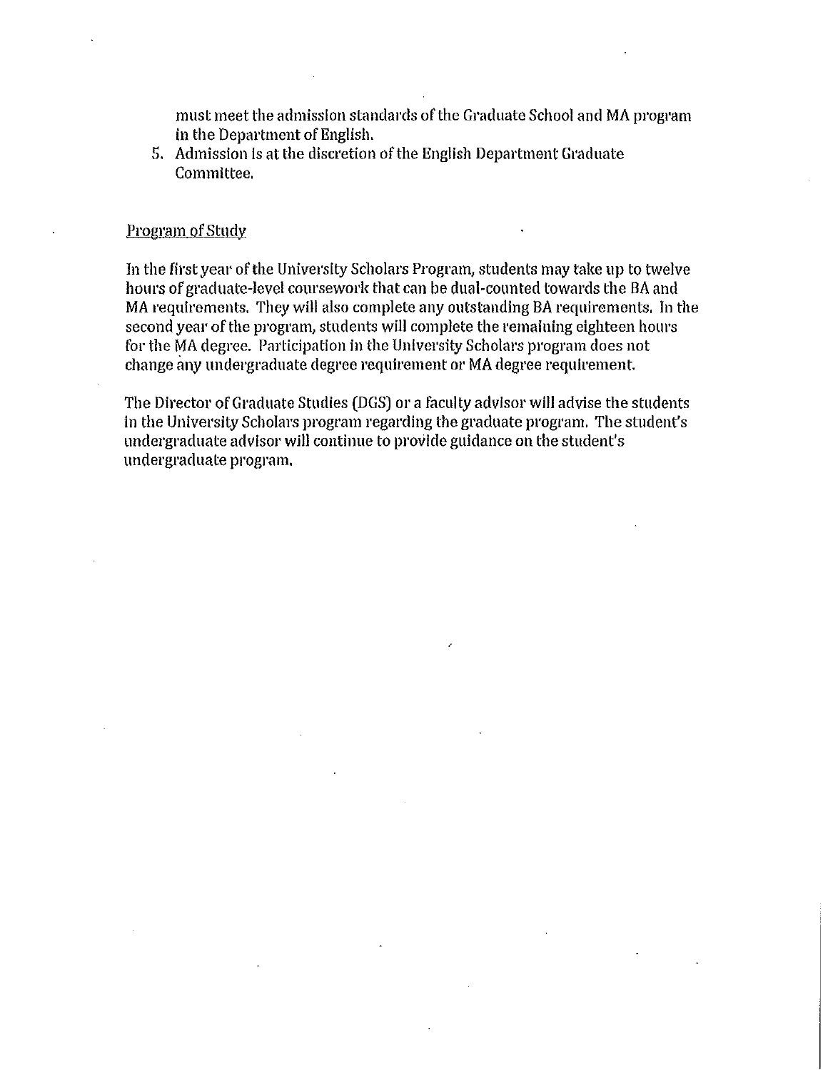must meet the admission standards of the Graduate School and MA program in the Department of English.

5. Admission is at the discretion of the English Department Graduate Committee.

<u>Program of Study</u>

In the first year of the University Scholars Program, students may take up to twelve hours of graduate-level coursework that can be dual-counted towards the BA and MA requirements. They will also complete any outstanding BA requirements. In the second year of the program, students will complete the remaining eighteen hours for the MA degree. Participation in the University Scholars program does not change any undergraduate degree requirement or MA degree requirement.

The Director of Graduate Studies (DGS) or a faculty advisor will advise the students in the University Scholars program regarding the graduate program. The student's undergraduate advisor will continue to provide guidance on the student's undergraduate program.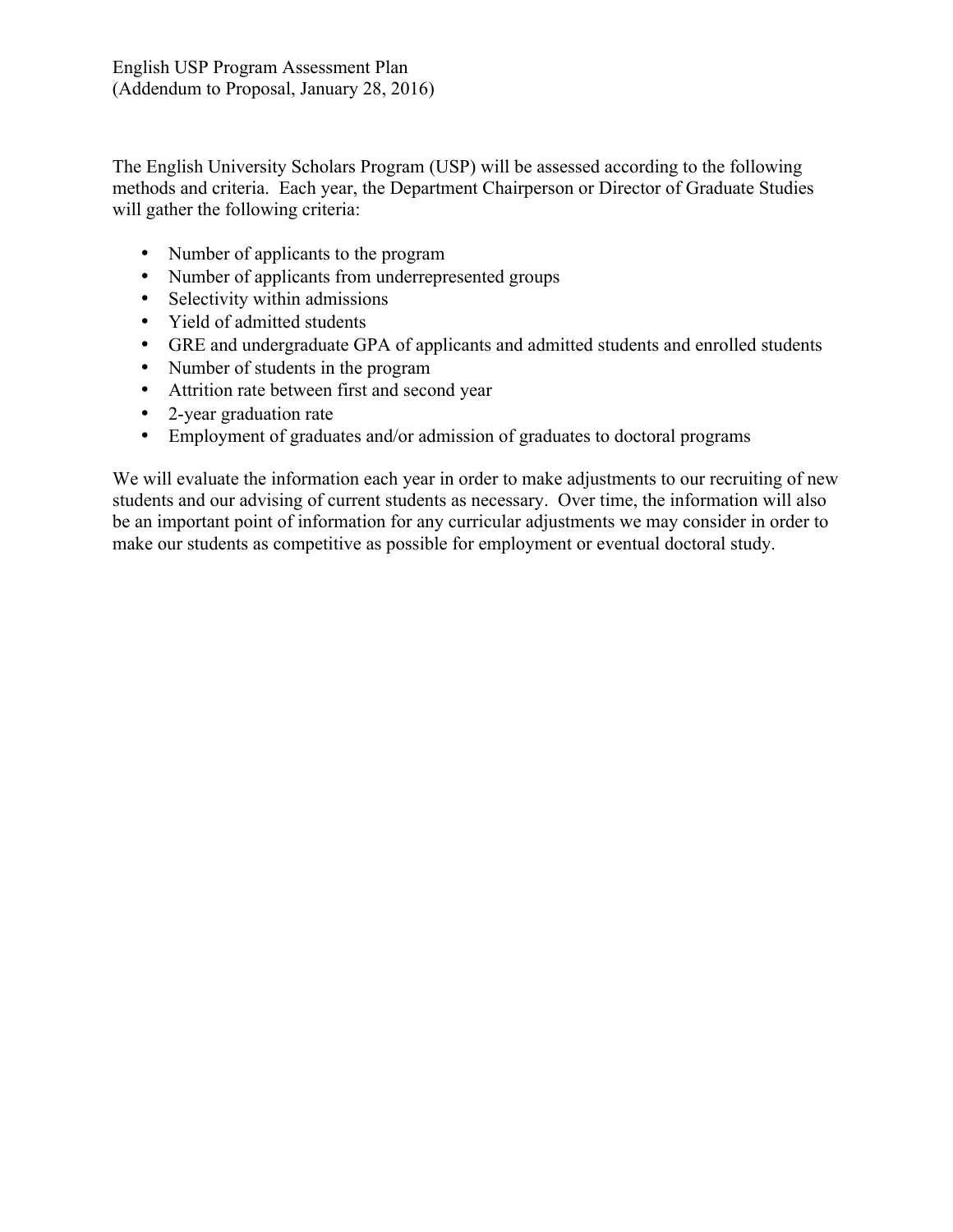English USP Program Assessment Plan
(Addendum to Proposal, January 28, 2016)

The English University Scholars Program (USP) will be assessed according to the following methods and criteria. Each year, the Department Chairperson or Director of Graduate Studies will gather the following criteria:

- Number of applicants to the program
- Number of applicants from underrepresented groups
- Selectivity within admissions
- Yield of admitted students
- GRE and undergraduate GPA of applicants and admitted students and enrolled students
- Number of students in the program
- Attrition rate between first and second year
- 2-year graduation rate
- Employment of graduates and/or admission of graduates to doctoral programs

We will evaluate the information each year in order to make adjustments to our recruiting of new students and our advising of current students as necessary. Over time, the information will also be an important point of information for any curricular adjustments we may consider in order to make our students as competitive as possible for employment or eventual doctoral study.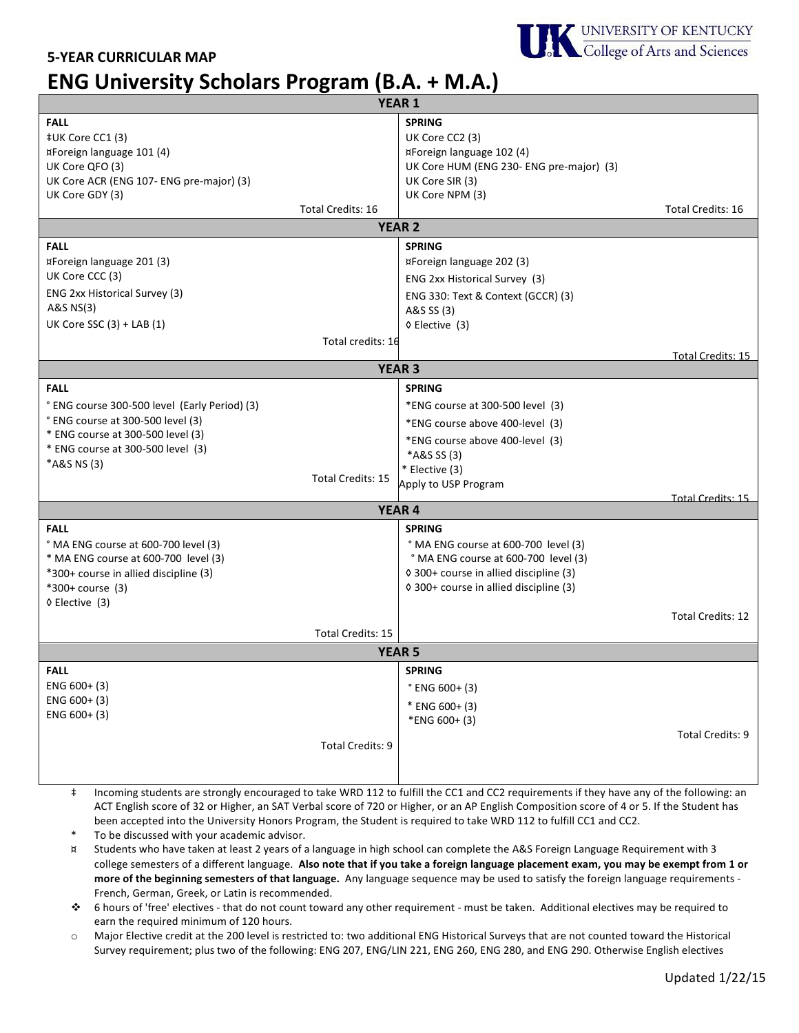UNIVERSITY OF KENTUCKY
College of Arts and Sciences

**5-YEAR CURRICULAR MAP**

# ENG University Scholars Program (B.A. + M.A.)

| **YEAR 1** | |
|---|---|
| **FALL**<br>‡UK Core CC1 (3)<br>¤Foreign language 101 (4)<br>UK Core QFO (3)<br>UK Core ACR (ENG 107- ENG pre-major) (3)<br>UK Core GDY (3)<br>Total Credits: 16 | **SPRING**<br>UK Core CC2 (3)<br>¤Foreign language 102 (4)<br>UK Core HUM (ENG 230- ENG pre-major) (3)<br>UK Core SIR (3)<br>UK Core NPM (3)<br>Total Credits: 16 |
| **YEAR 2** | |
| **FALL**<br>¤Foreign language 201 (3)<br>UK Core CCC (3)<br>ENG 2xx Historical Survey (3)<br>A&S NS(3)<br>UK Core SSC (3) + LAB (1)<br>Total credits: 16 | **SPRING**<br>¤Foreign language 202 (3)<br>ENG 2xx Historical Survey (3)<br>ENG 330: Text & Context (GCCR) (3)<br>A&S SS (3)<br>◊ Elective (3)<br>Total Credits: 15 |
| **YEAR 3** | |
| **FALL**<br>° ENG course 300-500 level (Early Period) (3)<br>° ENG course at 300-500 level (3)<br>* ENG course at 300-500 level (3)<br>* ENG course at 300-500 level (3)<br>*A&S NS (3)<br>Total Credits: 15 | **SPRING**<br>*ENG course at 300-500 level (3)<br>*ENG course above 400-level (3)<br>*ENG course above 400-level (3)<br>*A&S SS (3)<br>* Elective (3)<br>Apply to USP Program<br>Total Credits: 15 |
| **YEAR 4** | |
| **FALL**<br>° MA ENG course at 600-700 level (3)<br>* MA ENG course at 600-700 level (3)<br>*300+ course in allied discipline (3)<br>*300+ course (3)<br>◊ Elective (3)<br>Total Credits: 15 | **SPRING**<br>° MA ENG course at 600-700 level (3)<br>° MA ENG course at 600-700 level (3)<br>◊ 300+ course in allied discipline (3)<br>◊ 300+ course in allied discipline (3)<br>Total Credits: 12 |
| **YEAR 5** | |
| **FALL**<br>ENG 600+ (3)<br>ENG 600+ (3)<br>ENG 600+ (3)<br>Total Credits: 9 | **SPRING**<br>° ENG 600+ (3)<br>* ENG 600+ (3)<br>*ENG 600+ (3)<br>Total Credits: 9 |

‡ Incoming students are strongly encouraged to take WRD 112 to fulfill the CC1 and CC2 requirements if they have any of the following: an ACT English score of 32 or Higher, an SAT Verbal score of 720 or Higher, or an AP English Composition score of 4 or 5. If the Student has been accepted into the University Honors Program, the Student is required to take WRD 112 to fulfill CC1 and CC2.

\* To be discussed with your academic advisor.

¤ Students who have taken at least 2 years of a language in high school can complete the A&S Foreign Language Requirement with 3 college semesters of a different language. **Also note that if you take a foreign language placement exam, you may be exempt from 1 or more of the beginning semesters of that language.** Any language sequence may be used to satisfy the foreign language requirements - French, German, Greek, or Latin is recommended.

❖ 6 hours of 'free' electives - that do not count toward any other requirement - must be taken. Additional electives may be required to earn the required minimum of 120 hours.

o Major Elective credit at the 200 level is restricted to: two additional ENG Historical Surveys that are not counted toward the Historical Survey requirement; plus two of the following: ENG 207, ENG/LIN 221, ENG 260, ENG 280, and ENG 290. Otherwise English electives

Updated 1/22/15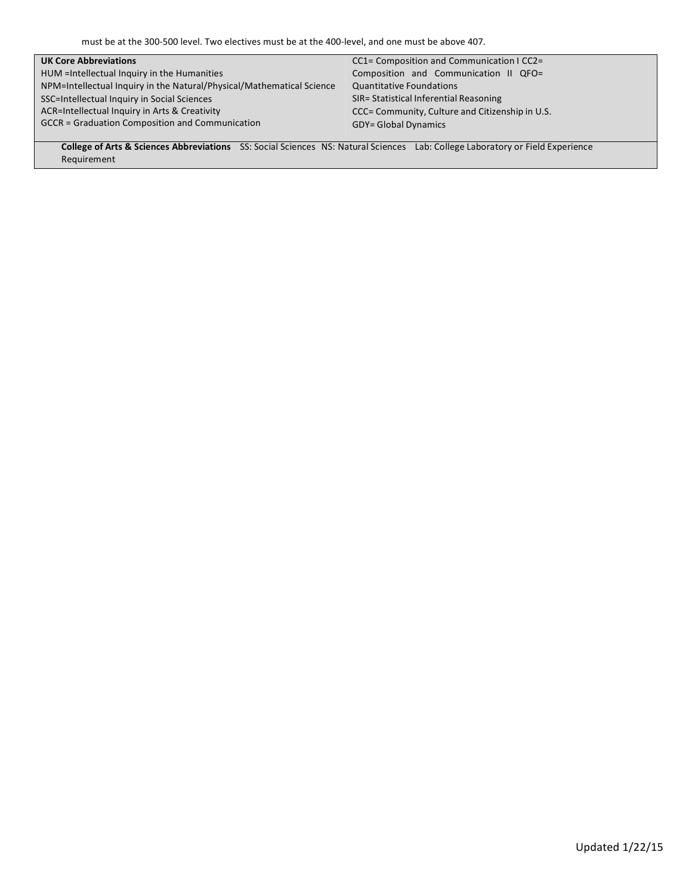must be at the 300-500 level. Two electives must be at the 400-level, and one must be above 407.

| **UK Core Abbreviations** | CC1= Composition and Communication I CC2= Composition and Communication II QFO= Quantitative Foundations |
|---|---|
| HUM =Intellectual Inquiry in the Humanities | SIR= Statistical Inferential Reasoning |
| NPM=Intellectual Inquiry in the Natural/Physical/Mathematical Science | CCC= Community, Culture and Citizenship in U.S. |
| SSC=Intellectual Inquiry in Social Sciences | GDY= Global Dynamics |
| ACR=Intellectual Inquiry in Arts & Creativity | |
| GCCR = Graduation Composition and Communication | |
| **College of Arts & Sciences Abbreviations** SS: Social Sciences NS: Natural Sciences Lab: College Laboratory or Field Experience Requirement | |

Updated 1/22/15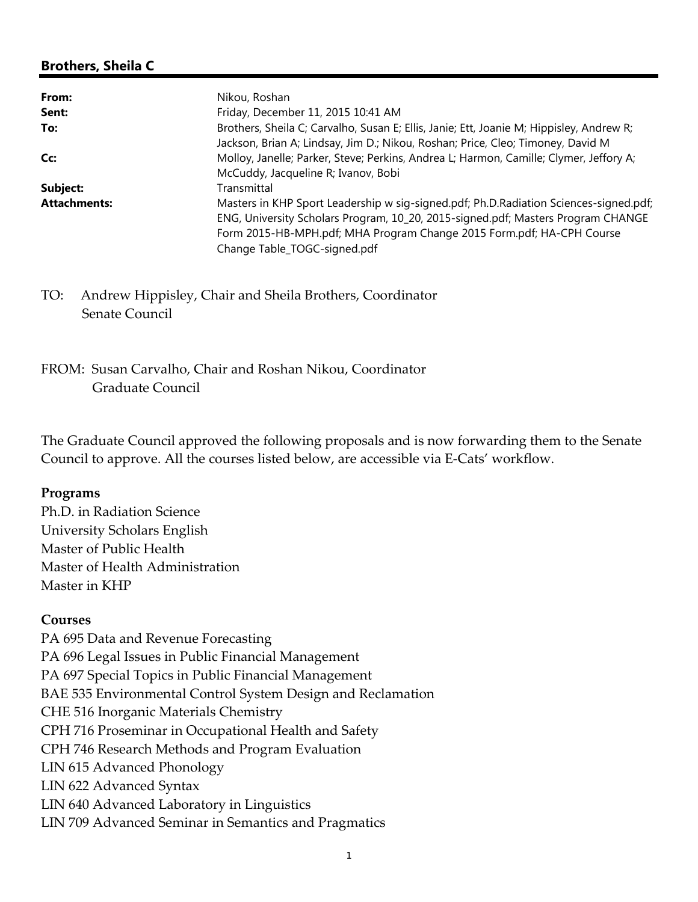## Brothers, Sheila C

| | |
|---|---|
| **From:** | Nikou, Roshan |
| **Sent:** | Friday, December 11, 2015 10:41 AM |
| **To:** | Brothers, Sheila C; Carvalho, Susan E; Ellis, Janie; Ett, Joanie M; Hippisley, Andrew R; Jackson, Brian A; Lindsay, Jim D.; Nikou, Roshan; Price, Cleo; Timoney, David M |
| **Cc:** | Molloy, Janelle; Parker, Steve; Perkins, Andrea L; Harmon, Camille; Clymer, Jeffory A; McCuddy, Jacqueline R; Ivanov, Bobi |
| **Subject:** | Transmittal |
| **Attachments:** | Masters in KHP Sport Leadership w sig-signed.pdf; Ph.D.Radiation Sciences-signed.pdf; ENG, University Scholars Program, 10_20, 2015-signed.pdf; Masters Program CHANGE Form 2015-HB-MPH.pdf; MHA Program Change 2015 Form.pdf; HA-CPH Course Change Table_TOGC-signed.pdf |

TO: Andrew Hippisley, Chair and Sheila Brothers, Coordinator
Senate Council

FROM: Susan Carvalho, Chair and Roshan Nikou, Coordinator
Graduate Council

The Graduate Council approved the following proposals and is now forwarding them to the Senate Council to approve. All the courses listed below, are accessible via E-Cats' workflow.

**Programs**

Ph.D. in Radiation Science
University Scholars English
Master of Public Health
Master of Health Administration
Master in KHP

**Courses**

PA 695 Data and Revenue Forecasting
PA 696 Legal Issues in Public Financial Management
PA 697 Special Topics in Public Financial Management
BAE 535 Environmental Control System Design and Reclamation
CHE 516 Inorganic Materials Chemistry
CPH 716 Proseminar in Occupational Health and Safety
CPH 746 Research Methods and Program Evaluation
LIN 615 Advanced Phonology
LIN 622 Advanced Syntax
LIN 640 Advanced Laboratory in Linguistics
LIN 709 Advanced Seminar in Semantics and Pragmatics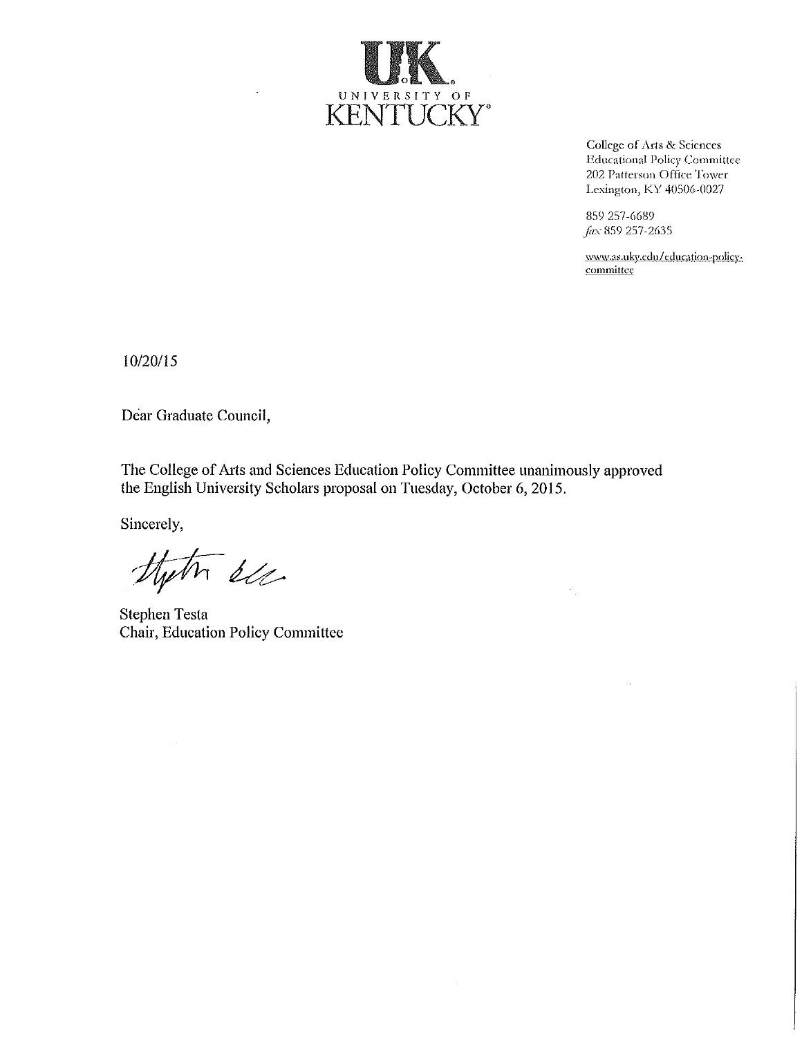UK
UNIVERSITY OF
KENTUCKY®

College of Arts & Sciences
Educational Policy Committee
202 Patterson Office Tower
Lexington, KY 40506-0027

859 257-6689
*fax* 859 257-2635

www.as.uky.edu/education-policy-committee

10/20/15

Dear Graduate Council,

The College of Arts and Sciences Education Policy Committee unanimously approved the English University Scholars proposal on Tuesday, October 6, 2015.

Sincerely,

Stephen Testa
Chair, Education Policy Committee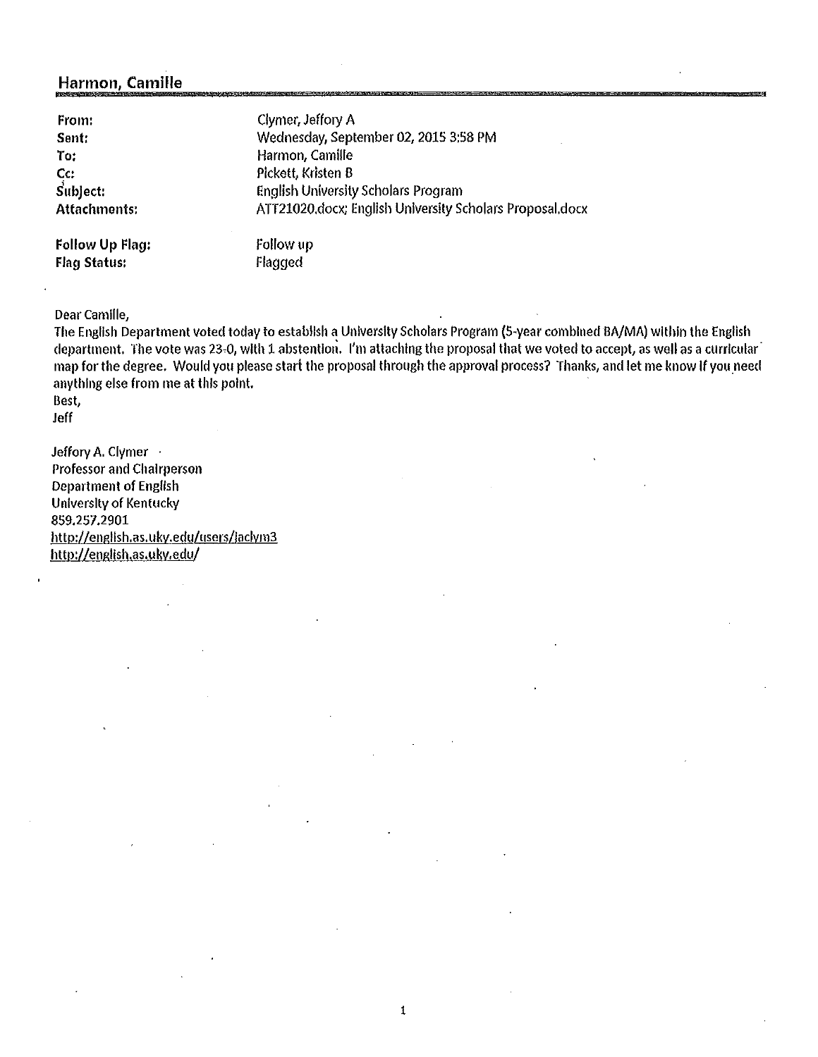## Harmon, Camille

| | |
|---|---|
| **From:** | Clymer, Jeffory A |
| **Sent:** | Wednesday, September 02, 2015 3:58 PM |
| **To:** | Harmon, Camille |
| **Cc:** | Pickett, Kristen B |
| **Subject:** | English University Scholars Program |
| **Attachments:** | ATT21020.docx; English University Scholars Proposal.docx |
| **Follow Up Flag:** | Follow up |
| **Flag Status:** | Flagged |

Dear Camille,

The English Department voted today to establish a University Scholars Program (5-year combined BA/MA) within the English department. The vote was 23-0, with 1 abstention. I'm attaching the proposal that we voted to accept, as well as a curricular map for the degree. Would you please start the proposal through the approval process? Thanks, and let me know if you need anything else from me at this point.

Best,

Jeff

Jeffory A. Clymer
Professor and Chairperson
Department of English
University of Kentucky
859.257.2901
http://english.as.uky.edu/users/jaclym3
http://english.as.uky.edu/